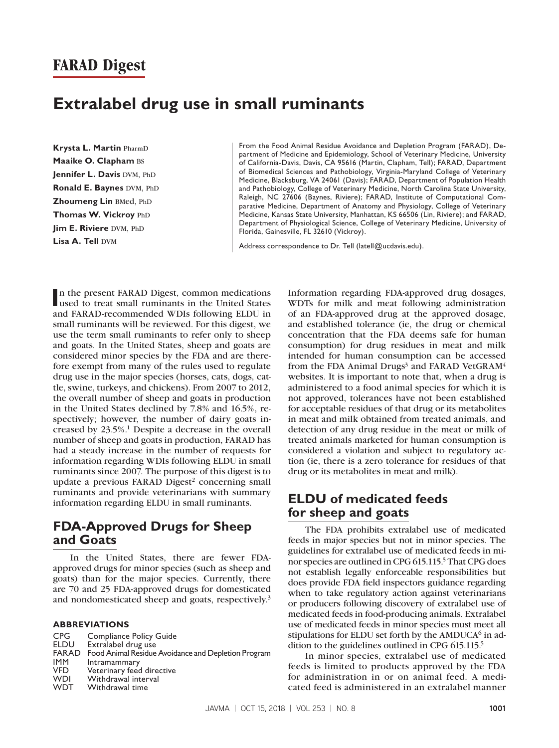# FARAD Digest

## Extralabel drug use in small ruminants

**Krysta L. Martin** PharmD
**Maaike O. Clapham** BS
**Jennifer L. Davis** DVM, PhD
**Ronald E. Baynes** DVM, PhD
**Zhoumeng Lin** BMed, PhD
**Thomas W. Vickroy** PhD
**Jim E. Riviere** DVM, PhD
**Lisa A. Tell** DVM

From the Food Animal Residue Avoidance and Depletion Program (FARAD), Department of Medicine and Epidemiology, School of Veterinary Medicine, University of California-Davis, Davis, CA 95616 (Martin, Clapham, Tell); FARAD, Department of Biomedical Sciences and Pathobiology, Virginia-Maryland College of Veterinary Medicine, Blacksburg, VA 24061 (Davis); FARAD, Department of Population Health and Pathobiology, College of Veterinary Medicine, North Carolina State University, Raleigh, NC 27606 (Baynes, Riviere); FARAD, Institute of Computational Comparative Medicine, Department of Anatomy and Physiology, College of Veterinary Medicine, Kansas State University, Manhattan, KS 66506 (Lin, Riviere); and FARAD, Department of Physiological Science, College of Veterinary Medicine, University of Florida, Gainesville, FL 32610 (Vickroy).

Address correspondence to Dr. Tell (latell@ucdavis.edu).

In the present FARAD Digest, common medications used to treat small ruminants in the United States and FARAD-recommended WDIs following ELDU in small ruminants will be reviewed. For this digest, we use the term small ruminants to refer only to sheep and goats. In the United States, sheep and goats are considered minor species by the FDA and are therefore exempt from many of the rules used to regulate drug use in the major species (horses, cats, dogs, cattle, swine, turkeys, and chickens). From 2007 to 2012, the overall number of sheep and goats in production in the United States declined by 7.8% and 16.5%, respectively; however, the number of dairy goats increased by 23.5%.[1] Despite a decrease in the overall number of sheep and goats in production, FARAD has had a steady increase in the number of requests for information regarding WDIs following ELDU in small ruminants since 2007. The purpose of this digest is to update a previous FARAD Digest[2] concerning small ruminants and provide veterinarians with summary information regarding ELDU in small ruminants.

## FDA-Approved Drugs for Sheep and Goats

In the United States, there are fewer FDA-approved drugs for minor species (such as sheep and goats) than for the major species. Currently, there are 70 and 25 FDA-approved drugs for domesticated and nondomesticated sheep and goats, respectively.[3]

**ABBREVIATIONS**

| | |
|---|---|
| CPG | Compliance Policy Guide |
| ELDU | Extralabel drug use |
| FARAD | Food Animal Residue Avoidance and Depletion Program |
| IMM | Intramammary |
| VFD | Veterinary feed directive |
| WDI | Withdrawal interval |
| WDT | Withdrawal time |

Information regarding FDA-approved drug dosages, WDTs for milk and meat following administration of an FDA-approved drug at the approved dosage, and established tolerance (ie, the drug or chemical concentration that the FDA deems safe for human consumption) for drug residues in meat and milk intended for human consumption can be accessed from the FDA Animal Drugs[3] and FARAD VetGRAM[4] websites. It is important to note that, when a drug is administered to a food animal species for which it is not approved, tolerances have not been established for acceptable residues of that drug or its metabolites in meat and milk obtained from treated animals, and detection of any drug residue in the meat or milk of treated animals marketed for human consumption is considered a violation and subject to regulatory action (ie, there is a zero tolerance for residues of that drug or its metabolites in meat and milk).

## ELDU of medicated feeds for sheep and goats

The FDA prohibits extralabel use of medicated feeds in major species but not in minor species. The guidelines for extralabel use of medicated feeds in minor species are outlined in CPG 615.115.[5] That CPG does not establish legally enforceable responsibilities but does provide FDA field inspectors guidance regarding when to take regulatory action against veterinarians or producers following discovery of extralabel use of medicated feeds in food-producing animals. Extralabel use of medicated feeds in minor species must meet all stipulations for ELDU set forth by the AMDUCA[6] in addition to the guidelines outlined in CPG 615.115.[5]

In minor species, extralabel use of medicated feeds is limited to products approved by the FDA for administration in or on animal feed. A medicated feed is administered in an extralabel manner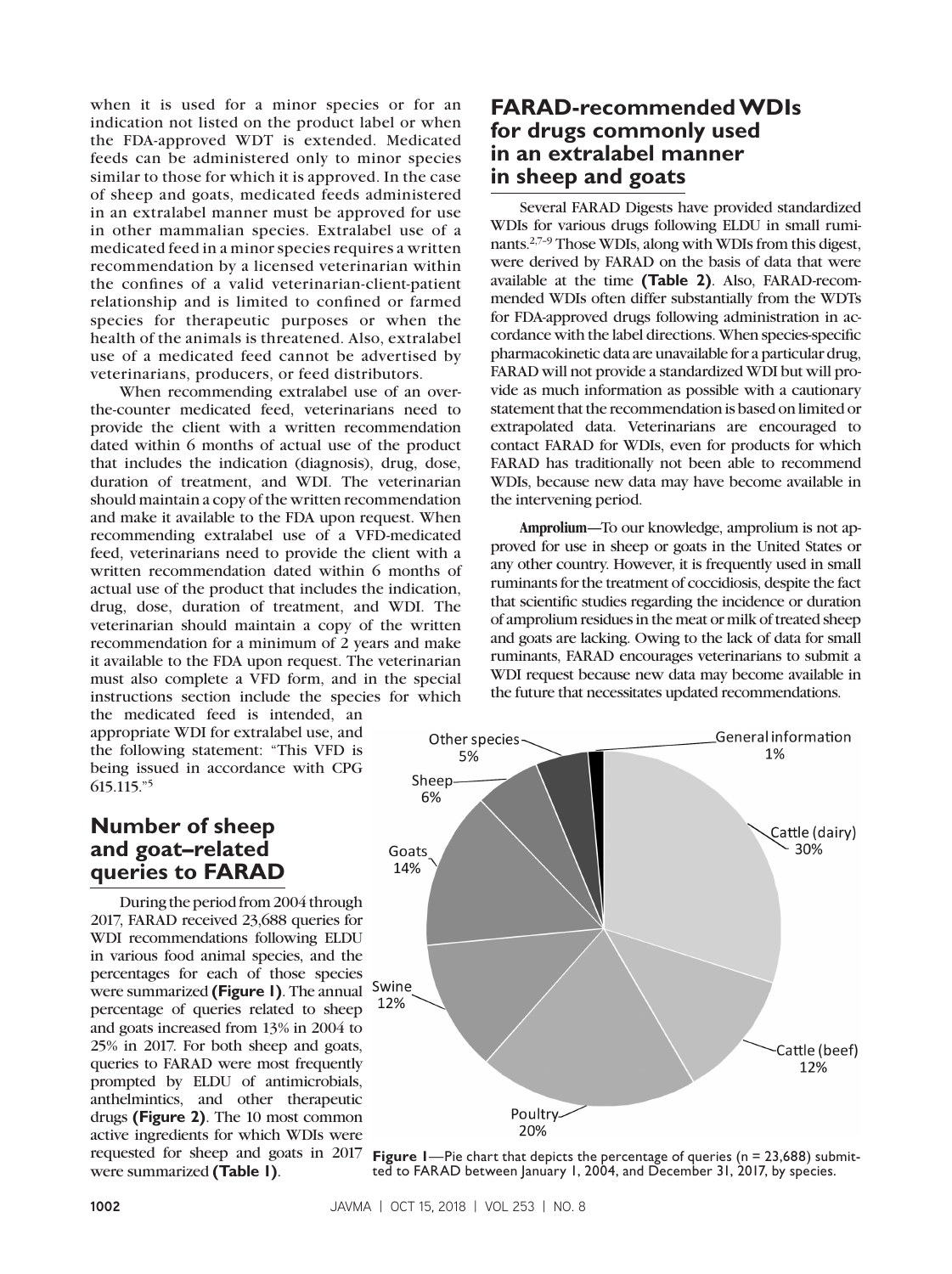when it is used for a minor species or for an indication not listed on the product label or when the FDA-approved WDT is extended. Medicated feeds can be administered only to minor species similar to those for which it is approved. In the case of sheep and goats, medicated feeds administered in an extralabel manner must be approved for use in other mammalian species. Extralabel use of a medicated feed in a minor species requires a written recommendation by a licensed veterinarian within the confines of a valid veterinarian-client-patient relationship and is limited to confined or farmed species for therapeutic purposes or when the health of the animals is threatened. Also, extralabel use of a medicated feed cannot be advertised by veterinarians, producers, or feed distributors.

When recommending extralabel use of an over-the-counter medicated feed, veterinarians need to provide the client with a written recommendation dated within 6 months of actual use of the product that includes the indication (diagnosis), drug, dose, duration of treatment, and WDI. The veterinarian should maintain a copy of the written recommendation and make it available to the FDA upon request. When recommending extralabel use of a VFD-medicated feed, veterinarians need to provide the client with a written recommendation dated within 6 months of actual use of the product that includes the indication, drug, dose, duration of treatment, and WDI. The veterinarian should maintain a copy of the written recommendation for a minimum of 2 years and make it available to the FDA upon request. The veterinarian must also complete a VFD form, and in the special instructions section include the species for which the medicated feed is intended, an appropriate WDI for extralabel use, and the following statement: "This VFD is being issued in accordance with CPG 615.115."[5]

## Number of sheep and goat–related queries to FARAD

During the period from 2004 through 2017, FARAD received 23,688 queries for WDI recommendations following ELDU in various food animal species, and the percentages for each of those species were summarized **(Figure 1)**. The annual percentage of queries related to sheep and goats increased from 13% in 2004 to 25% in 2017. For both sheep and goats, queries to FARAD were most frequently prompted by ELDU of antimicrobials, anthelmintics, and other therapeutic drugs **(Figure 2)**. The 10 most common active ingredients for which WDIs were requested for sheep and goats in 2017 were summarized **(Table 1)**.

## FARAD-recommended WDIs for drugs commonly used in an extralabel manner in sheep and goats

Several FARAD Digests have provided standardized WDIs for various drugs following ELDU in small ruminants.[2,7–9] Those WDIs, along with WDIs from this digest, were derived by FARAD on the basis of data that were available at the time **(Table 2)**. Also, FARAD-recommended WDIs often differ substantially from the WDTs for FDA-approved drugs following administration in accordance with the label directions. When species-specific pharmacokinetic data are unavailable for a particular drug, FARAD will not provide a standardized WDI but will provide as much information as possible with a cautionary statement that the recommendation is based on limited or extrapolated data. Veterinarians are encouraged to contact FARAD for WDIs, even for products for which FARAD has traditionally not been able to recommend WDIs, because new data may have become available in the intervening period.

**Amprolium**—To our knowledge, amprolium is not approved for use in sheep or goats in the United States or any other country. However, it is frequently used in small ruminants for the treatment of coccidiosis, despite the fact that scientific studies regarding the incidence or duration of amprolium residues in the meat or milk of treated sheep and goats are lacking. Owing to the lack of data for small ruminants, FARAD encourages veterinarians to submit a WDI request because new data may become available in the future that necessitates updated recommendations.

Other species 5%; General information 1%; Sheep 6%; Goats 14%; Cattle (dairy) 30%; Swine 12%; Cattle (beef) 12%; Poultry 20%

**Figure 1**—Pie chart that depicts the percentage of queries (n = 23,688) submitted to FARAD between January 1, 2004, and December 31, 2017, by species.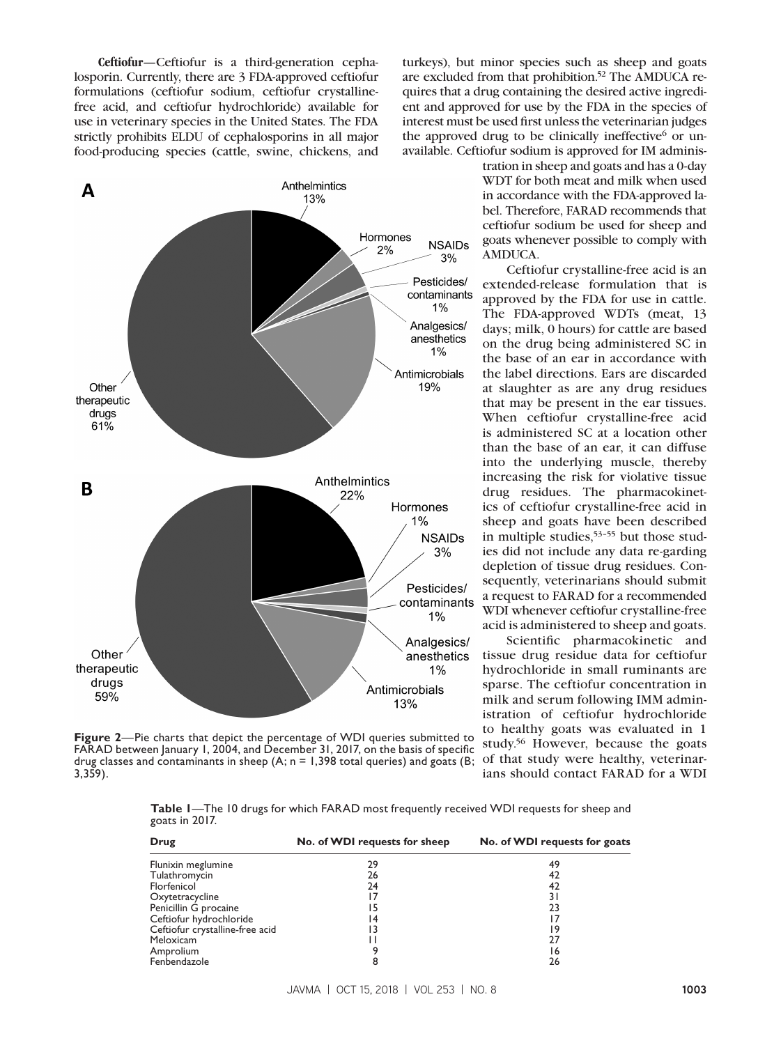**Ceftiofur**—Ceftiofur is a third-generation cephalosporin. Currently, there are 3 FDA-approved ceftiofur formulations (ceftiofur sodium, ceftiofur crystalline-free acid, and ceftiofur hydrochloride) available for use in veterinary species in the United States. The FDA strictly prohibits ELDU of cephalosporins in all major food-producing species (cattle, swine, chickens, and turkeys), but minor species such as sheep and goats are excluded from that prohibition.[52] The AMDUCA requires that a drug containing the desired active ingredient and approved for use by the FDA in the species of interest must be used first unless the veterinarian judges the approved drug to be clinically ineffective[6] or unavailable. Ceftiofur sodium is approved for IM administration in sheep and goats and has a 0-day WDT for both meat and milk when used in accordance with the FDA-approved label. Therefore, FARAD recommends that ceftiofur sodium be used for sheep and goats whenever possible to comply with AMDUCA.

Ceftiofur crystalline-free acid is an extended-release formulation that is approved by the FDA for use in cattle. The FDA-approved WDTs (meat, 13 days; milk, 0 hours) for cattle are based on the drug being administered SC in the base of an ear in accordance with the label directions. Ears are discarded at slaughter as are any drug residues that may be present in the ear tissues. When ceftiofur crystalline-free acid is administered SC at a location other than the base of an ear, it can diffuse into the underlying muscle, thereby increasing the risk for violative tissue drug residues. The pharmacokinetics of ceftiofur crystalline-free acid in sheep and goats have been described in multiple studies,[53–55] but those studies did not include any data re-garding depletion of tissue drug residues. Consequently, veterinarians should submit a request to FARAD for a recommended WDI whenever ceftiofur crystalline-free acid is administered to sheep and goats.

Scientific pharmacokinetic and tissue drug residue data for ceftiofur hydrochloride in small ruminants are sparse. The ceftiofur concentration in milk and serum following IMM administration of ceftiofur hydrochloride to healthy goats was evaluated in 1 study.[56] However, because the goats of that study were healthy, veterinarians should contact FARAD for a WDI

**Figure 2**—Pie charts that depict the percentage of WDI queries submitted to FARAD between January 1, 2004, and December 31, 2017, on the basis of specific drug classes and contaminants in sheep (A; n = 1,398 total queries) and goats (B; 3,359).

**Table 1**—The 10 drugs for which FARAD most frequently received WDI requests for sheep and goats in 2017.

| Drug | No. of WDI requests for sheep | No. of WDI requests for goats |
|---|---|---|
| Flunixin meglumine | 29 | 49 |
| Tulathromycin | 26 | 42 |
| Florfenicol | 24 | 42 |
| Oxytetracycline | 17 | 31 |
| Penicillin G procaine | 15 | 23 |
| Ceftiofur hydrochloride | 14 | 17 |
| Ceftiofur crystalline-free acid | 13 | 19 |
| Meloxicam | 11 | 27 |
| Amprolium | 9 | 16 |
| Fenbendazole | 8 | 26 |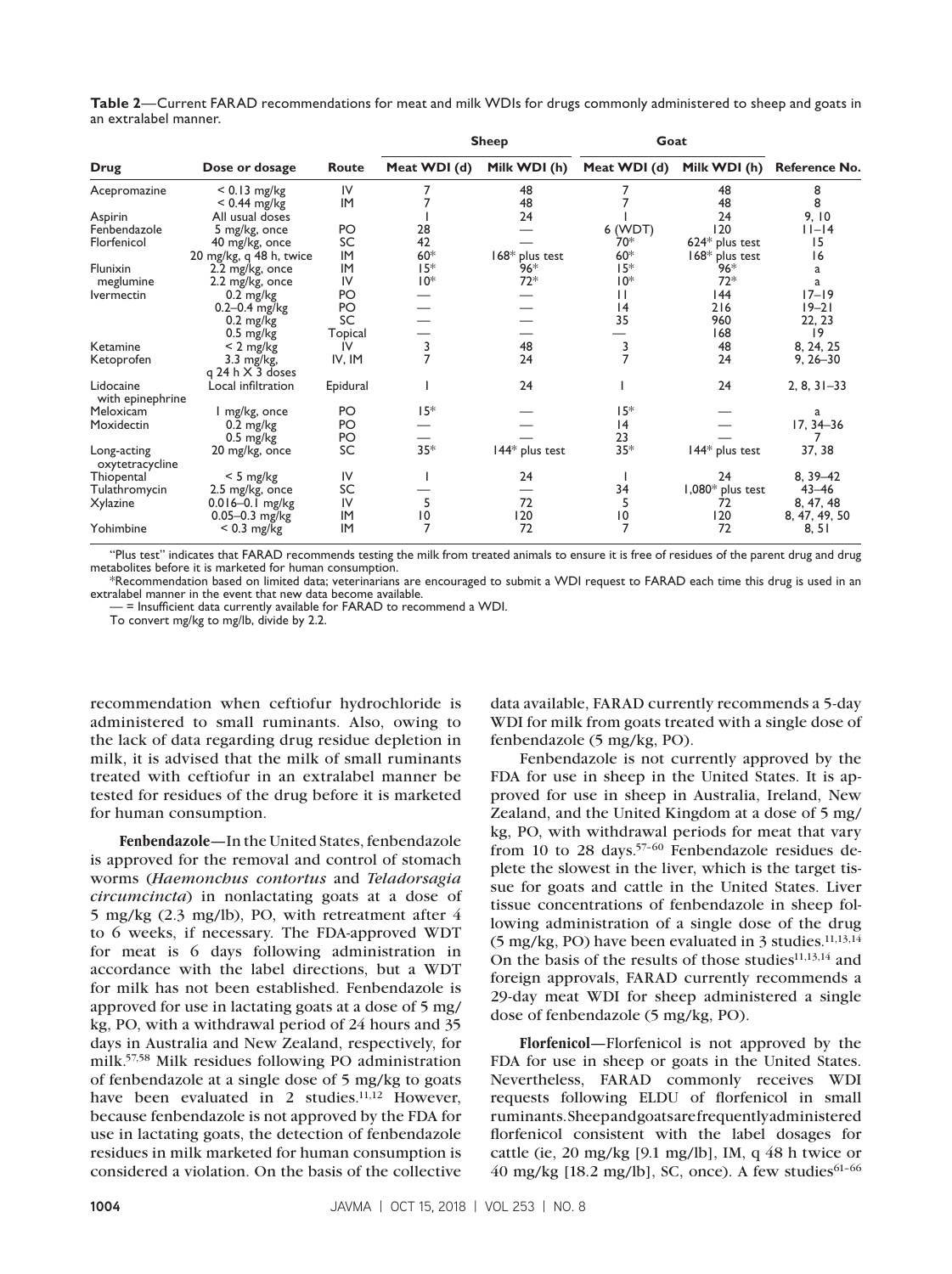**Table 2**—Current FARAD recommendations for meat and milk WDIs for drugs commonly administered to sheep and goats in an extralabel manner.

| Drug | Dose or dosage | Route | Sheep | | Goat | | Reference No. |
|---|---|---|---|---|---|---|---|
| | | | Meat WDI (d) | Milk WDI (h) | Meat WDI (d) | Milk WDI (h) | |
| Acepromazine | < 0.13 mg/kg | IV | 7 | 48 | 7 | 48 | 8 |
| | < 0.44 mg/kg | IM | 7 | 48 | 7 | 48 | 8 |
| Aspirin | All usual doses | | 1 | 24 | 1 | 24 | 9, 10 |
| Fenbendazole | 5 mg/kg, once | PO | 28 | — | 6 (WDT) | 120 | 11–14 |
| Florfenicol | 40 mg/kg, once | SC | 42 | — | 70* | 624* plus test | 15 |
| | 20 mg/kg, q 48 h, twice | IM | 60* | 168* plus test | 60* | 168* plus test | 16 |
| Flunixin meglumine | 2.2 mg/kg, once | IM | 15* | 96* | 15* | 96* | a |
| | 2.2 mg/kg, once | IV | 10* | 72* | 10* | 72* | a |
| Ivermectin | 0.2 mg/kg | PO | — | — | 11 | 144 | 17–19 |
| | 0.2–0.4 mg/kg | PO | — | — | 14 | 216 | 19–21 |
| | 0.2 mg/kg | SC | — | — | 35 | 960 | 22, 23 |
| | 0.5 mg/kg | Topical | — | — | — | 168 | 19 |
| Ketamine | < 2 mg/kg | IV | 3 | 48 | 3 | 48 | 8, 24, 25 |
| Ketoprofen | 3.3 mg/kg, q 24 h X 3 doses | IV, IM | 7 | 24 | 7 | 24 | 9, 26–30 |
| Lidocaine with epinephrine | Local infiltration | Epidural | 1 | 24 | 1 | 24 | 2, 8, 31–33 |
| Meloxicam | 1 mg/kg, once | PO | 15* | — | 15* | — | a |
| Moxidectin | 0.2 mg/kg | PO | — | — | 14 | — | 17, 34–36 |
| | 0.5 mg/kg | PO | — | — | 23 | — | 7 |
| Long-acting oxytetracycline | 20 mg/kg, once | SC | 35* | 144* plus test | 35* | 144* plus test | 37, 38 |
| Thiopental | < 5 mg/kg | IV | 1 | 24 | 1 | 24 | 8, 39–42 |
| Tulathromycin | 2.5 mg/kg, once | SC | — | — | 34 | 1,080* plus test | 43–46 |
| Xylazine | 0.016–0.1 mg/kg | IV | 5 | 72 | 5 | 72 | 8, 47, 48 |
| | 0.05–0.3 mg/kg | IM | 10 | 120 | 10 | 120 | 8, 47, 49, 50 |
| Yohimbine | < 0.3 mg/kg | IM | 7 | 72 | 7 | 72 | 8, 51 |

"Plus test" indicates that FARAD recommends testing the milk from treated animals to ensure it is free of residues of the parent drug and drug metabolites before it is marketed for human consumption.

*Recommendation based on limited data; veterinarians are encouraged to submit a WDI request to FARAD each time this drug is used in an extralabel manner in the event that new data become available.

— = Insufficient data currently available for FARAD to recommend a WDI.

To convert mg/kg to mg/lb, divide by 2.2.

recommendation when ceftiofur hydrochloride is administered to small ruminants. Also, owing to the lack of data regarding drug residue depletion in milk, it is advised that the milk of small ruminants treated with ceftiofur in an extralabel manner be tested for residues of the drug before it is marketed for human consumption.

**Fenbendazole**—In the United States, fenbendazole is approved for the removal and control of stomach worms (*Haemonchus contortus* and *Teladorsagia circumcincta*) in nonlactating goats at a dose of 5 mg/kg (2.3 mg/lb), PO, with retreatment after 4 to 6 weeks, if necessary. The FDA-approved WDT for meat is 6 days following administration in accordance with the label directions, but a WDT for milk has not been established. Fenbendazole is approved for use in lactating goats at a dose of 5 mg/kg, PO, with a withdrawal period of 24 hours and 35 days in Australia and New Zealand, respectively, for milk.[57,58] Milk residues following PO administration of fenbendazole at a single dose of 5 mg/kg to goats have been evaluated in 2 studies.[11,12] However, because fenbendazole is not approved by the FDA for use in lactating goats, the detection of fenbendazole residues in milk marketed for human consumption is considered a violation. On the basis of the collective data available, FARAD currently recommends a 5-day WDI for milk from goats treated with a single dose of fenbendazole (5 mg/kg, PO).

Fenbendazole is not currently approved by the FDA for use in sheep in the United States. It is approved for use in sheep in Australia, Ireland, New Zealand, and the United Kingdom at a dose of 5 mg/kg, PO, with withdrawal periods for meat that vary from 10 to 28 days.[57–60] Fenbendazole residues deplete the slowest in the liver, which is the target tissue for goats and cattle in the United States. Liver tissue concentrations of fenbendazole in sheep following administration of a single dose of the drug (5 mg/kg, PO) have been evaluated in 3 studies.[11,13,14] On the basis of the results of those studies[11,13,14] and foreign approvals, FARAD currently recommends a 29-day meat WDI for sheep administered a single dose of fenbendazole (5 mg/kg, PO).

**Florfenicol**—Florfenicol is not approved by the FDA for use in sheep or goats in the United States. Nevertheless, FARAD commonly receives WDI requests following ELDU of florfenicol in small ruminants. Sheep and goats are frequently administered florfenicol consistent with the label dosages for cattle (ie, 20 mg/kg [9.1 mg/lb], IM, q 48 h twice or 40 mg/kg [18.2 mg/lb], SC, once). A few studies[61–66]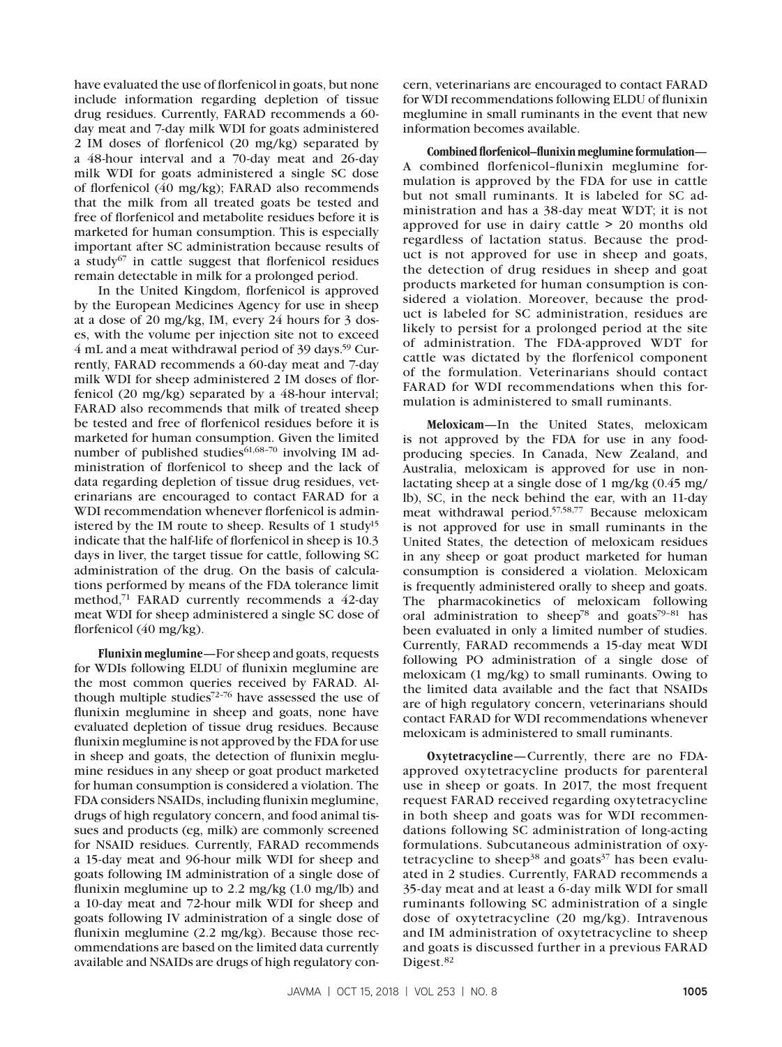have evaluated the use of florfenicol in goats, but none include information regarding depletion of tissue drug residues. Currently, FARAD recommends a 60-day meat and 7-day milk WDI for goats administered 2 IM doses of florfenicol (20 mg/kg) separated by a 48-hour interval and a 70-day meat and 26-day milk WDI for goats administered a single SC dose of florfenicol (40 mg/kg); FARAD also recommends that the milk from all treated goats be tested and free of florfenicol and metabolite residues before it is marketed for human consumption. This is especially important after SC administration because results of a study[67] in cattle suggest that florfenicol residues remain detectable in milk for a prolonged period.

In the United Kingdom, florfenicol is approved by the European Medicines Agency for use in sheep at a dose of 20 mg/kg, IM, every 24 hours for 3 doses, with the volume per injection site not to exceed 4 mL and a meat withdrawal period of 39 days.[59] Currently, FARAD recommends a 60-day meat and 7-day milk WDI for sheep administered 2 IM doses of florfenicol (20 mg/kg) separated by a 48-hour interval; FARAD also recommends that milk of treated sheep be tested and free of florfenicol residues before it is marketed for human consumption. Given the limited number of published studies[61,68–70] involving IM administration of florfenicol to sheep and the lack of data regarding depletion of tissue drug residues, veterinarians are encouraged to contact FARAD for a WDI recommendation whenever florfenicol is administered by the IM route to sheep. Results of 1 study[15] indicate that the half-life of florfenicol in sheep is 10.3 days in liver, the target tissue for cattle, following SC administration of the drug. On the basis of calculations performed by means of the FDA tolerance limit method,[71] FARAD currently recommends a 42-day meat WDI for sheep administered a single SC dose of florfenicol (40 mg/kg).

**Flunixin meglumine**—For sheep and goats, requests for WDIs following ELDU of flunixin meglumine are the most common queries received by FARAD. Although multiple studies[72–76] have assessed the use of flunixin meglumine in sheep and goats, none have evaluated depletion of tissue drug residues. Because flunixin meglumine is not approved by the FDA for use in sheep and goats, the detection of flunixin meglumine residues in any sheep or goat product marketed for human consumption is considered a violation. The FDA considers NSAIDs, including flunixin meglumine, drugs of high regulatory concern, and food animal tissues and products (eg, milk) are commonly screened for NSAID residues. Currently, FARAD recommends a 15-day meat and 96-hour milk WDI for sheep and goats following IM administration of a single dose of flunixin meglumine up to 2.2 mg/kg (1.0 mg/lb) and a 10-day meat and 72-hour milk WDI for sheep and goats following IV administration of a single dose of flunixin meglumine (2.2 mg/kg). Because those recommendations are based on the limited data currently available and NSAIDs are drugs of high regulatory concern, veterinarians are encouraged to contact FARAD for WDI recommendations following ELDU of flunixin meglumine in small ruminants in the event that new information becomes available.

**Combined florfenicol–flunixin meglumine formulation**—A combined florfenicol–flunixin meglumine formulation is approved by the FDA for use in cattle but not small ruminants. It is labeled for SC administration and has a 38-day meat WDT; it is not approved for use in dairy cattle > 20 months old regardless of lactation status. Because the product is not approved for use in sheep and goats, the detection of drug residues in sheep and goat products marketed for human consumption is considered a violation. Moreover, because the product is labeled for SC administration, residues are likely to persist for a prolonged period at the site of administration. The FDA-approved WDT for cattle was dictated by the florfenicol component of the formulation. Veterinarians should contact FARAD for WDI recommendations when this formulation is administered to small ruminants.

**Meloxicam**—In the United States, meloxicam is not approved by the FDA for use in any food-producing species. In Canada, New Zealand, and Australia, meloxicam is approved for use in nonlactating sheep at a single dose of 1 mg/kg (0.45 mg/lb), SC, in the neck behind the ear, with an 11-day meat withdrawal period.[57,58,77] Because meloxicam is not approved for use in small ruminants in the United States, the detection of meloxicam residues in any sheep or goat product marketed for human consumption is considered a violation. Meloxicam is frequently administered orally to sheep and goats. The pharmacokinetics of meloxicam following oral administration to sheep[78] and goats[79–81] has been evaluated in only a limited number of studies. Currently, FARAD recommends a 15-day meat WDI following PO administration of a single dose of meloxicam (1 mg/kg) to small ruminants. Owing to the limited data available and the fact that NSAIDs are of high regulatory concern, veterinarians should contact FARAD for WDI recommendations whenever meloxicam is administered to small ruminants.

**Oxytetracycline**—Currently, there are no FDA-approved oxytetracycline products for parenteral use in sheep or goats. In 2017, the most frequent request FARAD received regarding oxytetracycline in both sheep and goats was for WDI recommendations following SC administration of long-acting formulations. Subcutaneous administration of oxytetracycline to sheep[38] and goats[37] has been evaluated in 2 studies. Currently, FARAD recommends a 35-day meat and at least a 6-day milk WDI for small ruminants following SC administration of a single dose of oxytetracycline (20 mg/kg). Intravenous and IM administration of oxytetracycline to sheep and goats is discussed further in a previous FARAD Digest.[82]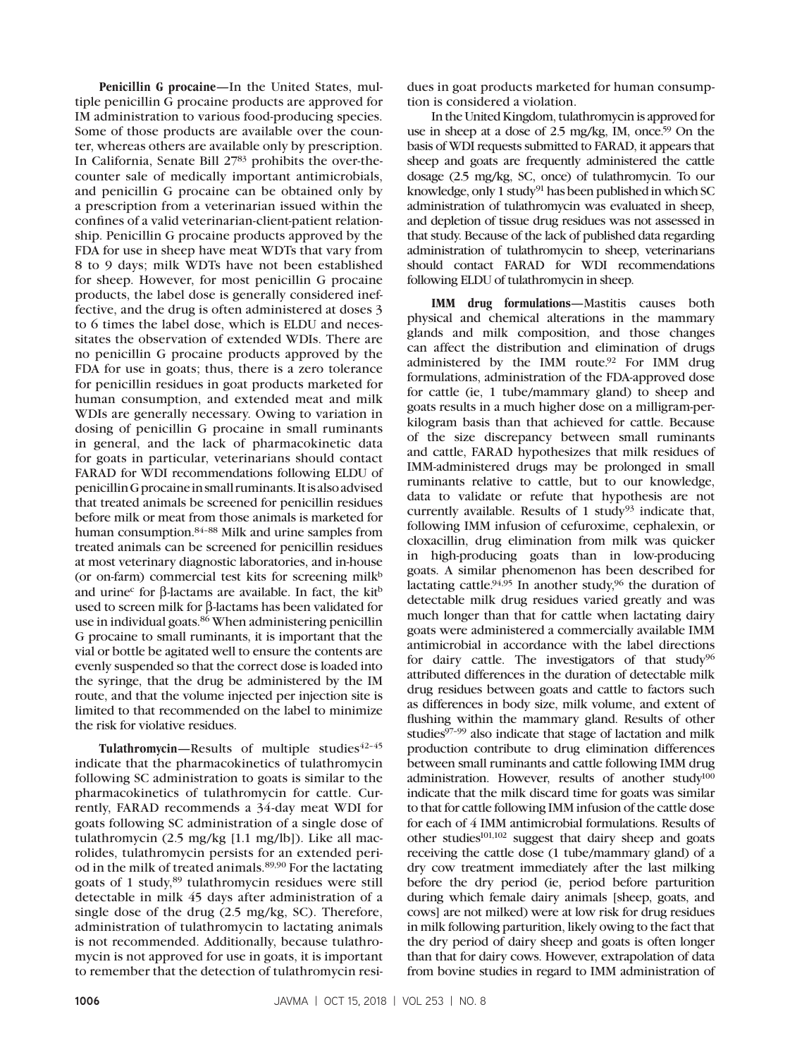**Penicillin G procaine**—In the United States, multiple penicillin G procaine products are approved for IM administration to various food-producing species. Some of those products are available over the counter, whereas others are available only by prescription. In California, Senate Bill 27[83] prohibits the over-the-counter sale of medically important antimicrobials, and penicillin G procaine can be obtained only by a prescription from a veterinarian issued within the confines of a valid veterinarian-client-patient relationship. Penicillin G procaine products approved by the FDA for use in sheep have meat WDTs that vary from 8 to 9 days; milk WDTs have not been established for sheep. However, for most penicillin G procaine products, the label dose is generally considered ineffective, and the drug is often administered at doses 3 to 6 times the label dose, which is ELDU and necessitates the observation of extended WDIs. There are no penicillin G procaine products approved by the FDA for use in goats; thus, there is a zero tolerance for penicillin residues in goat products marketed for human consumption, and extended meat and milk WDIs are generally necessary. Owing to variation in dosing of penicillin G procaine in small ruminants in general, and the lack of pharmacokinetic data for goats in particular, veterinarians should contact FARAD for WDI recommendations following ELDU of penicillin G procaine in small ruminants. It is also advised that treated animals be screened for penicillin residues before milk or meat from those animals is marketed for human consumption.[84–88] Milk and urine samples from treated animals can be screened for penicillin residues at most veterinary diagnostic laboratories, and in-house (or on-farm) commercial test kits for screening milk[b] and urine[c] for β-lactams are available. In fact, the kit[b] used to screen milk for β-lactams has been validated for use in individual goats.[86] When administering penicillin G procaine to small ruminants, it is important that the vial or bottle be agitated well to ensure the contents are evenly suspended so that the correct dose is loaded into the syringe, that the drug be administered by the IM route, and that the volume injected per injection site is limited to that recommended on the label to minimize the risk for violative residues.

**Tulathromycin**—Results of multiple studies[42–45] indicate that the pharmacokinetics of tulathromycin following SC administration to goats is similar to the pharmacokinetics of tulathromycin for cattle. Currently, FARAD recommends a 34-day meat WDI for goats following SC administration of a single dose of tulathromycin (2.5 mg/kg [1.1 mg/lb]). Like all macrolides, tulathromycin persists for an extended period in the milk of treated animals.[89,90] For the lactating goats of 1 study,[89] tulathromycin residues were still detectable in milk 45 days after administration of a single dose of the drug (2.5 mg/kg, SC). Therefore, administration of tulathromycin to lactating animals is not recommended. Additionally, because tulathromycin is not approved for use in goats, it is important to remember that the detection of tulathromycin residues in goat products marketed for human consumption is considered a violation.

In the United Kingdom, tulathromycin is approved for use in sheep at a dose of 2.5 mg/kg, IM, once.[59] On the basis of WDI requests submitted to FARAD, it appears that sheep and goats are frequently administered the cattle dosage (2.5 mg/kg, SC, once) of tulathromycin. To our knowledge, only 1 study[91] has been published in which SC administration of tulathromycin was evaluated in sheep, and depletion of tissue drug residues was not assessed in that study. Because of the lack of published data regarding administration of tulathromycin to sheep, veterinarians should contact FARAD for WDI recommendations following ELDU of tulathromycin in sheep.

**IMM drug formulations**—Mastitis causes both physical and chemical alterations in the mammary glands and milk composition, and those changes can affect the distribution and elimination of drugs administered by the IMM route.[92] For IMM drug formulations, administration of the FDA-approved dose for cattle (ie, 1 tube/mammary gland) to sheep and goats results in a much higher dose on a milligram-per-kilogram basis than that achieved for cattle. Because of the size discrepancy between small ruminants and cattle, FARAD hypothesizes that milk residues of IMM-administered drugs may be prolonged in small ruminants relative to cattle, but to our knowledge, data to validate or refute that hypothesis are not currently available. Results of 1 study[93] indicate that, following IMM infusion of cefuroxime, cephalexin, or cloxacillin, drug elimination from milk was quicker in high-producing goats than in low-producing goats. A similar phenomenon has been described for lactating cattle.[94,95] In another study,[96] the duration of detectable milk drug residues varied greatly and was much longer than that for cattle when lactating dairy goats were administered a commercially available IMM antimicrobial in accordance with the label directions for dairy cattle. The investigators of that study[96] attributed differences in the duration of detectable milk drug residues between goats and cattle to factors such as differences in body size, milk volume, and extent of flushing within the mammary gland. Results of other studies[97–99] also indicate that stage of lactation and milk production contribute to drug elimination differences between small ruminants and cattle following IMM drug administration. However, results of another study[100] indicate that the milk discard time for goats was similar to that for cattle following IMM infusion of the cattle dose for each of 4 IMM antimicrobial formulations. Results of other studies[101,102] suggest that dairy sheep and goats receiving the cattle dose (1 tube/mammary gland) of a dry cow treatment immediately after the last milking before the dry period (ie, period before parturition during which female dairy animals [sheep, goats, and cows] are not milked) were at low risk for drug residues in milk following parturition, likely owing to the fact that the dry period of dairy sheep and goats is often longer than that for dairy cows. However, extrapolation of data from bovine studies in regard to IMM administration of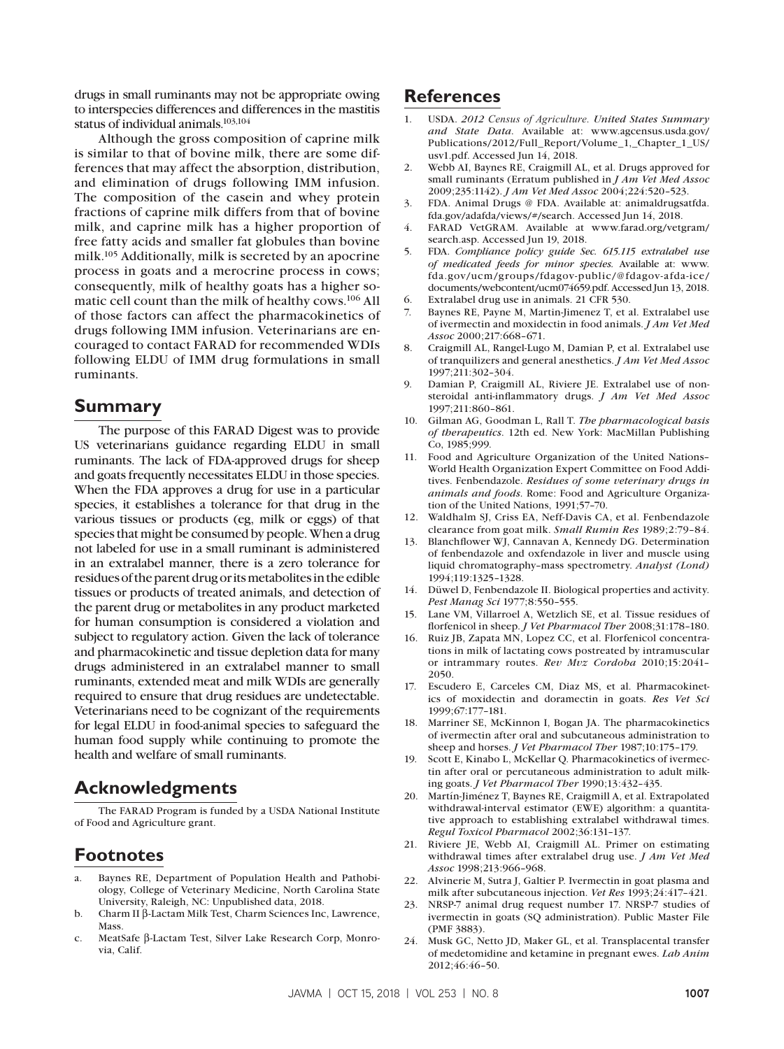drugs in small ruminants may not be appropriate owing to interspecies differences and differences in the mastitis status of individual animals.[103,104]

Although the gross composition of caprine milk is similar to that of bovine milk, there are some differences that may affect the absorption, distribution, and elimination of drugs following IMM infusion. The composition of the casein and whey protein fractions of caprine milk differs from that of bovine milk, and caprine milk has a higher proportion of free fatty acids and smaller fat globules than bovine milk.[105] Additionally, milk is secreted by an apocrine process in goats and a merocrine process in cows; consequently, milk of healthy goats has a higher somatic cell count than the milk of healthy cows.[106] All of those factors can affect the pharmacokinetics of drugs following IMM infusion. Veterinarians are encouraged to contact FARAD for recommended WDIs following ELDU of IMM drug formulations in small ruminants.

## Summary

The purpose of this FARAD Digest was to provide US veterinarians guidance regarding ELDU in small ruminants. The lack of FDA-approved drugs for sheep and goats frequently necessitates ELDU in those species. When the FDA approves a drug for use in a particular species, it establishes a tolerance for that drug in the various tissues or products (eg, milk or eggs) of that species that might be consumed by people. When a drug not labeled for use in a small ruminant is administered in an extralabel manner, there is a zero tolerance for residues of the parent drug or its metabolites in the edible tissues or products of treated animals, and detection of the parent drug or metabolites in any product marketed for human consumption is considered a violation and subject to regulatory action. Given the lack of tolerance and pharmacokinetic and tissue depletion data for many drugs administered in an extralabel manner to small ruminants, extended meat and milk WDIs are generally required to ensure that drug residues are undetectable. Veterinarians need to be cognizant of the requirements for legal ELDU in food-animal species to safeguard the human food supply while continuing to promote the health and welfare of small ruminants.

## Acknowledgments

The FARAD Program is funded by a USDA National Institute of Food and Agriculture grant.

## Footnotes

a. Baynes RE, Department of Population Health and Pathobiology, College of Veterinary Medicine, North Carolina State University, Raleigh, NC: Unpublished data, 2018.

b. Charm II β-Lactam Milk Test, Charm Sciences Inc, Lawrence, Mass.

c. MeatSafe β-Lactam Test, Silver Lake Research Corp, Monrovia, Calif.

## References

1. USDA. *2012 Census of Agriculture. United States Summary and State Data.* Available at: www.agcensus.usda.gov/Publications/2012/Full_Report/Volume_1,_Chapter_1_US/usv1.pdf. Accessed Jun 14, 2018.
2. Webb AI, Baynes RE, Craigmill AL, et al. Drugs approved for small ruminants (Erratum published in *J Am Vet Med Assoc* 2009;235:1142). *J Am Vet Med Assoc* 2004;224:520–523.
3. FDA. Animal Drugs @ FDA. Available at: animaldrugsatfda.fda.gov/adafda/views/#/search. Accessed Jun 14, 2018.
4. FARAD VetGRAM. Available at www.farad.org/vetgram/search.asp. Accessed Jun 19, 2018.
5. FDA. *Compliance policy guide Sec. 615.115 extralabel use of medicated feeds for minor species.* Available at: www.fda.gov/ucm/groups/fdagov-public/@fdagov-afda-ice/documents/webcontent/ucm074659.pdf. Accessed Jun 13, 2018.
6. Extralabel drug use in animals. 21 CFR 530.
7. Baynes RE, Payne M, Martin-Jimenez T, et al. Extralabel use of ivermectin and moxidectin in food animals. *J Am Vet Med Assoc* 2000;217:668–671.
8. Craigmill AL, Rangel-Lugo M, Damian P, et al. Extralabel use of tranquilizers and general anesthetics. *J Am Vet Med Assoc* 1997;211:302–304.
9. Damian P, Craigmill AL, Riviere JE. Extralabel use of nonsteroidal anti-inflammatory drugs. *J Am Vet Med Assoc* 1997;211:860–861.
10. Gilman AG, Goodman L, Rall T. *The pharmacological basis of therapeutics.* 12th ed. New York: MacMillan Publishing Co, 1985;999.
11. Food and Agriculture Organization of the United Nations–World Health Organization Expert Committee on Food Additives. Fenbendazole. *Residues of some veterinary drugs in animals and foods.* Rome: Food and Agriculture Organization of the United Nations, 1991;57–70.
12. Waldhalm SJ, Criss EA, Neff-Davis CA, et al. Fenbendazole clearance from goat milk. *Small Rumin Res* 1989;2:79–84.
13. Blanchflower WJ, Cannavan A, Kennedy DG. Determination of fenbendazole and oxfendazole in liver and muscle using liquid chromatography–mass spectrometry. *Analyst (Lond)* 1994;119:1325–1328.
14. Düwel D, Fenbendazole II. Biological properties and activity. *Pest Manag Sci* 1977;8:550–555.
15. Lane VM, Villarroel A, Wetzlich SE, et al. Tissue residues of florfenicol in sheep. *J Vet Pharmacol Ther* 2008;31:178–180.
16. Ruiz JB, Zapata MN, Lopez CC, et al. Florfenicol concentrations in milk of lactating cows postreated by intramuscular or intrammary routes. *Rev Mvz Cordoba* 2010;15:2041–2050.
17. Escudero E, Carceles CM, Diaz MS, et al. Pharmacokinetics of moxidectin and doramectin in goats. *Res Vet Sci* 1999;67:177–181.
18. Marriner SE, McKinnon I, Bogan JA. The pharmacokinetics of ivermectin after oral and subcutaneous administration to sheep and horses. *J Vet Pharmacol Ther* 1987;10:175–179.
19. Scott E, Kinabo L, McKellar Q. Pharmacokinetics of ivermectin after oral or percutaneous administration to adult milking goats. *J Vet Pharmacol Ther* 1990;13:432–435.
20. Martín-Jiménez T, Baynes RE, Craigmill A, et al. Extrapolated withdrawal-interval estimator (EWE) algorithm: a quantitative approach to establishing extralabel withdrawal times. *Regul Toxicol Pharmacol* 2002;36:131–137.
21. Riviere JE, Webb AI, Craigmill AL. Primer on estimating withdrawal times after extralabel drug use. *J Am Vet Med Assoc* 1998;213:966–968.
22. Alvinerie M, Sutra J, Galtier P. Ivermectin in goat plasma and milk after subcutaneous injection. *Vet Res* 1993;24:417–421.
23. NRSP-7 animal drug request number 17. NRSP-7 studies of ivermectin in goats (SQ administration). Public Master File (PMF 3883).
24. Musk GC, Netto JD, Maker GL, et al. Transplacental transfer of medetomidine and ketamine in pregnant ewes. *Lab Anim* 2012;46:46–50.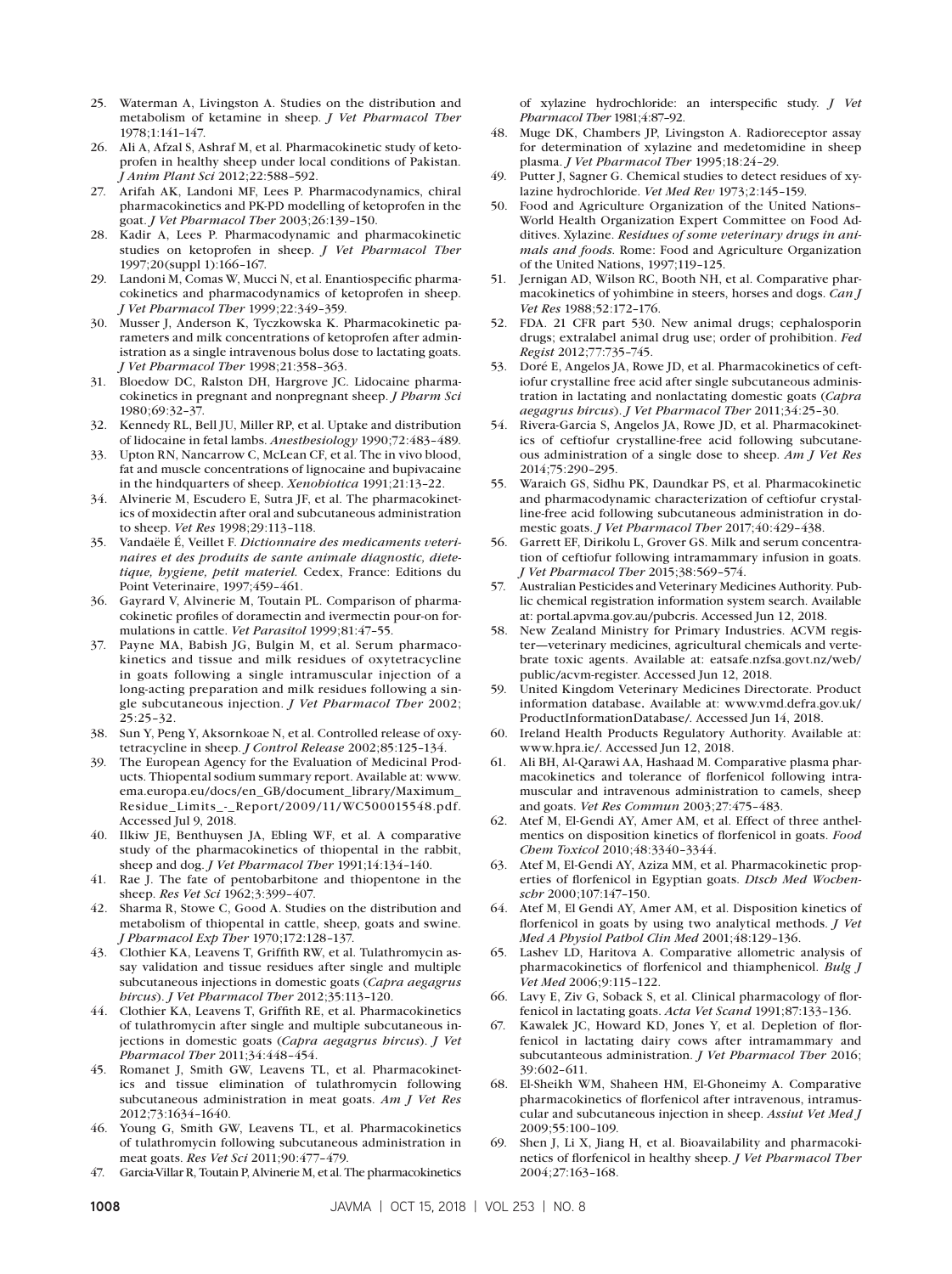25. Waterman A, Livingston A. Studies on the distribution and metabolism of ketamine in sheep. *J Vet Pharmacol Ther* 1978;1:141–147.
26. Ali A, Afzal S, Ashraf M, et al. Pharmacokinetic study of ketoprofen in healthy sheep under local conditions of Pakistan. *J Anim Plant Sci* 2012;22:588–592.
27. Arifah AK, Landoni MF, Lees P. Pharmacodynamics, chiral pharmacokinetics and PK-PD modelling of ketoprofen in the goat. *J Vet Pharmacol Ther* 2003;26:139–150.
28. Kadir A, Lees P. Pharmacodynamic and pharmacokinetic studies on ketoprofen in sheep. *J Vet Pharmacol Ther* 1997;20(suppl 1):166–167.
29. Landoni M, Comas W, Mucci N, et al. Enantiospecific pharmacokinetics and pharmacodynamics of ketoprofen in sheep. *J Vet Pharmacol Ther* 1999;22:349–359.
30. Musser J, Anderson K, Tyczkowska K. Pharmacokinetic parameters and milk concentrations of ketoprofen after administration as a single intravenous bolus dose to lactating goats. *J Vet Pharmacol Ther* 1998;21:358–363.
31. Bloedow DC, Ralston DH, Hargrove JC. Lidocaine pharmacokinetics in pregnant and nonpregnant sheep. *J Pharm Sci* 1980;69:32–37.
32. Kennedy RL, Bell JU, Miller RP, et al. Uptake and distribution of lidocaine in fetal lambs. *Anesthesiology* 1990;72:483–489.
33. Upton RN, Nancarrow C, McLean CF, et al. The in vivo blood, fat and muscle concentrations of lignocaine and bupivacaine in the hindquarters of sheep. *Xenobiotica* 1991;21:13–22.
34. Alvinerie M, Escudero E, Sutra JF, et al. The pharmacokinetics of moxidectin after oral and subcutaneous administration to sheep. *Vet Res* 1998;29:113–118.
35. Vandaële É, Veillet F. *Dictionnaire des medicaments veterinaires et des produits de sante animale diagnostic, dietetique, hygiene, petit materiel.* Cedex, France: Editions du Point Veterinaire, 1997;459–461.
36. Gayrard V, Alvinerie M, Toutain PL. Comparison of pharmacokinetic profiles of doramectin and ivermectin pour-on formulations in cattle. *Vet Parasitol* 1999;81:47–55.
37. Payne MA, Babish JG, Bulgin M, et al. Serum pharmacokinetics and tissue and milk residues of oxytetracycline in goats following a single intramuscular injection of a long-acting preparation and milk residues following a single subcutaneous injection. *J Vet Pharmacol Ther* 2002; 25:25–32.
38. Sun Y, Peng Y, Aksornkoae N, et al. Controlled release of oxytetracycline in sheep. *J Control Release* 2002;85:125–134.
39. The European Agency for the Evaluation of Medicinal Products. Thiopental sodium summary report. Available at: www.ema.europa.eu/docs/en_GB/document_library/Maximum_Residue_Limits_-_Report/2009/11/WC500015548.pdf. Accessed Jul 9, 2018.
40. Ilkiw JE, Benthuysen JA, Ebling WF, et al. A comparative study of the pharmacokinetics of thiopental in the rabbit, sheep and dog. *J Vet Pharmacol Ther* 1991;14:134–140.
41. Rae J. The fate of pentobarbitone and thiopentone in the sheep. *Res Vet Sci* 1962;3:399–407.
42. Sharma R, Stowe C, Good A. Studies on the distribution and metabolism of thiopental in cattle, sheep, goats and swine. *J Pharmacol Exp Ther* 1970;172:128–137.
43. Clothier KA, Leavens T, Griffith RW, et al. Tulathromycin assay validation and tissue residues after single and multiple subcutaneous injections in domestic goats (*Capra aegagrus hircus*). *J Vet Pharmacol Ther* 2012;35:113–120.
44. Clothier KA, Leavens T, Griffith RE, et al. Pharmacokinetics of tulathromycin after single and multiple subcutaneous injections in domestic goats (*Capra aegagrus hircus*). *J Vet Pharmacol Ther* 2011;34:448–454.
45. Romanet J, Smith GW, Leavens TL, et al. Pharmacokinetics and tissue elimination of tulathromycin following subcutaneous administration in meat goats. *Am J Vet Res* 2012;73:1634–1640.
46. Young G, Smith GW, Leavens TL, et al. Pharmacokinetics of tulathromycin following subcutaneous administration in meat goats. *Res Vet Sci* 2011;90:477–479.
47. Garcia-Villar R, Toutain P, Alvinerie M, et al. The pharmacokinetics of xylazine hydrochloride: an interspecific study. *J Vet Pharmacol Ther* 1981;4:87–92.
48. Muge DK, Chambers JP, Livingston A. Radioreceptor assay for determination of xylazine and medetomidine in sheep plasma. *J Vet Pharmacol Ther* 1995;18:24–29.
49. Putter J, Sagner G. Chemical studies to detect residues of xylazine hydrochloride. *Vet Med Rev* 1973;2:145–159.
50. Food and Agriculture Organization of the United Nations–World Health Organization Expert Committee on Food Additives. Xylazine. *Residues of some veterinary drugs in animals and foods.* Rome: Food and Agriculture Organization of the United Nations, 1997;119–125.
51. Jernigan AD, Wilson RC, Booth NH, et al. Comparative pharmacokinetics of yohimbine in steers, horses and dogs. *Can J Vet Res* 1988;52:172–176.
52. FDA. 21 CFR part 530. New animal drugs; cephalosporin drugs; extralabel animal drug use; order of prohibition. *Fed Regist* 2012;77:735–745.
53. Doré E, Angelos JA, Rowe JD, et al. Pharmacokinetics of ceftiofur crystalline free acid after single subcutaneous administration in lactating and nonlactating domestic goats (*Capra aegagrus hircus*). *J Vet Pharmacol Ther* 2011;34:25–30.
54. Rivera-Garcia S, Angelos JA, Rowe JD, et al. Pharmacokinetics of ceftiofur crystalline-free acid following subcutaneous administration of a single dose to sheep. *Am J Vet Res* 2014;75:290–295.
55. Waraich GS, Sidhu PK, Daundkar PS, et al. Pharmacokinetic and pharmacodynamic characterization of ceftiofur crystalline-free acid following subcutaneous administration in domestic goats. *J Vet Pharmacol Ther* 2017;40:429–438.
56. Garrett EF, Dirikolu L, Grover GS. Milk and serum concentration of ceftiofur following intramammary infusion in goats. *J Vet Pharmacol Ther* 2015;38:569–574.
57. Australian Pesticides and Veterinary Medicines Authority. Public chemical registration information system search. Available at: portal.apvma.gov.au/pubcris. Accessed Jun 12, 2018.
58. New Zealand Ministry for Primary Industries. ACVM register—veterinary medicines, agricultural chemicals and vertebrate toxic agents. Available at: eatsafe.nzfsa.govt.nz/web/public/acvm-register. Accessed Jun 12, 2018.
59. United Kingdom Veterinary Medicines Directorate. Product information database. Available at: www.vmd.defra.gov.uk/ProductInformationDatabase/. Accessed Jun 14, 2018.
60. Ireland Health Products Regulatory Authority. Available at: www.hpra.ie/. Accessed Jun 12, 2018.
61. Ali BH, Al-Qarawi AA, Hashaad M. Comparative plasma pharmacokinetics and tolerance of florfenicol following intramuscular and intravenous administration to camels, sheep and goats. *Vet Res Commun* 2003;27:475–483.
62. Atef M, El-Gendi AY, Amer AM, et al. Effect of three anthelmentics on disposition kinetics of florfenicol in goats. *Food Chem Toxicol* 2010;48:3340–3344.
63. Atef M, El-Gendi AY, Aziza MM, et al. Pharmacokinetic properties of florfenicol in Egyptian goats. *Dtsch Med Wochenschr* 2000;107:147–150.
64. Atef M, El Gendi AY, Amer AM, et al. Disposition kinetics of florfenicol in goats by using two analytical methods. *J Vet Med A Physiol Pathol Clin Med* 2001;48:129–136.
65. Lashev LD, Haritova A. Comparative allometric analysis of pharmacokinetics of florfenicol and thiamphenicol. *Bulg J Vet Med* 2006;9:115–122.
66. Lavy E, Ziv G, Soback S, et al. Clinical pharmacology of florfenicol in lactating goats. *Acta Vet Scand* 1991;87:133–136.
67. Kawalek JC, Howard KD, Jones Y, et al. Depletion of florfenicol in lactating dairy cows after intramammary and subcutanteous administration. *J Vet Pharmacol Ther* 2016; 39:602–611.
68. El-Sheikh WM, Shaheen HM, El-Ghoneimy A. Comparative pharmacokinetics of florfenicol after intravenous, intramuscular and subcutaneous injection in sheep. *Assiut Vet Med J* 2009;55:100–109.
69. Shen J, Li X, Jiang H, et al. Bioavailability and pharmacokinetics of florfenicol in healthy sheep. *J Vet Pharmacol Ther* 2004;27:163–168.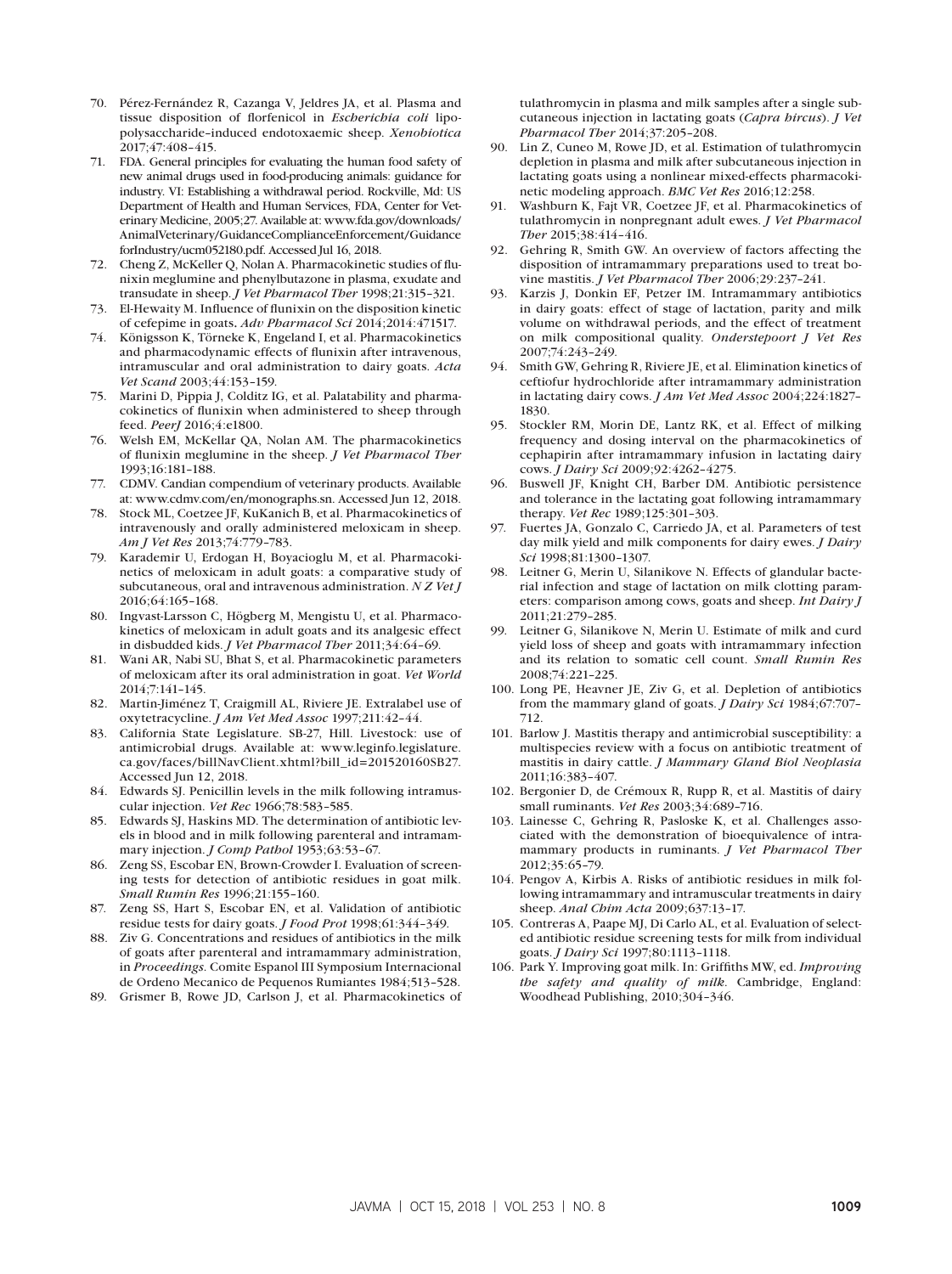70. Pérez-Fernández R, Cazanga V, Jeldres JA, et al. Plasma and tissue disposition of florfenicol in *Escherichia coli* lipopolysaccharide–induced endotoxaemic sheep. *Xenobiotica* 2017;47:408–415.
71. FDA. General principles for evaluating the human food safety of new animal drugs used in food-producing animals: guidance for industry. VI: Establishing a withdrawal period. Rockville, Md: US Department of Health and Human Services, FDA, Center for Veterinary Medicine, 2005;27. Available at: www.fda.gov/downloads/AnimalVeterinary/GuidanceComplianceEnforcement/GuidanceforIndustry/ucm052180.pdf. Accessed Jul 16, 2018.
72. Cheng Z, McKeller Q, Nolan A. Pharmacokinetic studies of flunixin meglumine and phenylbutazone in plasma, exudate and transudate in sheep. *J Vet Pharmacol Ther* 1998;21:315–321.
73. El-Hewaity M. Influence of flunixin on the disposition kinetic of cefepime in goats. *Adv Pharmacol Sci* 2014;2014:471517.
74. Königsson K, Törneke K, Engeland I, et al. Pharmacokinetics and pharmacodynamic effects of flunixin after intravenous, intramuscular and oral administration to dairy goats. *Acta Vet Scand* 2003;44:153–159.
75. Marini D, Pippia J, Colditz IG, et al. Palatability and pharmacokinetics of flunixin when administered to sheep through feed. *PeerJ* 2016;4:e1800.
76. Welsh EM, McKellar QA, Nolan AM. The pharmacokinetics of flunixin meglumine in the sheep. *J Vet Pharmacol Ther* 1993;16:181–188.
77. CDMV. Candian compendium of veterinary products. Available at: www.cdmv.com/en/monographs.sn. Accessed Jun 12, 2018.
78. Stock ML, Coetzee JF, KuKanich B, et al. Pharmacokinetics of intravenously and orally administered meloxicam in sheep. *Am J Vet Res* 2013;74:779–783.
79. Karademir U, Erdogan H, Boyacioglu M, et al. Pharmacokinetics of meloxicam in adult goats: a comparative study of subcutaneous, oral and intravenous administration. *N Z Vet J* 2016;64:165–168.
80. Ingvast-Larsson C, Högberg M, Mengistu U, et al. Pharmacokinetics of meloxicam in adult goats and its analgesic effect in disbudded kids. *J Vet Pharmacol Ther* 2011;34:64–69.
81. Wani AR, Nabi SU, Bhat S, et al. Pharmacokinetic parameters of meloxicam after its oral administration in goat. *Vet World* 2014;7:141–145.
82. Martin-Jiménez T, Craigmill AL, Riviere JE. Extralabel use of oxytetracycline. *J Am Vet Med Assoc* 1997;211:42–44.
83. California State Legislature. SB-27, Hill. Livestock: use of antimicrobial drugs. Available at: www.leginfo.legislature.ca.gov/faces/billNavClient.xhtml?bill_id=201520160SB27. Accessed Jun 12, 2018.
84. Edwards SJ. Penicillin levels in the milk following intramuscular injection. *Vet Rec* 1966;78:583–585.
85. Edwards SJ, Haskins MD. The determination of antibiotic levels in blood and in milk following parenteral and intramammary injection. *J Comp Pathol* 1953;63:53–67.
86. Zeng SS, Escobar EN, Brown-Crowder I. Evaluation of screening tests for detection of antibiotic residues in goat milk. *Small Rumin Res* 1996;21:155–160.
87. Zeng SS, Hart S, Escobar EN, et al. Validation of antibiotic residue tests for dairy goats. *J Food Prot* 1998;61:344–349.
88. Ziv G. Concentrations and residues of antibiotics in the milk of goats after parenteral and intramammary administration, in *Proceedings*. Comite Espanol III Symposium Internacional de Ordeno Mecanico de Pequenos Rumiantes 1984;513–528.
89. Grismer B, Rowe JD, Carlson J, et al. Pharmacokinetics of tulathromycin in plasma and milk samples after a single subcutaneous injection in lactating goats (*Capra hircus*). *J Vet Pharmacol Ther* 2014;37:205–208.
90. Lin Z, Cuneo M, Rowe JD, et al. Estimation of tulathromycin depletion in plasma and milk after subcutaneous injection in lactating goats using a nonlinear mixed-effects pharmacokinetic modeling approach. *BMC Vet Res* 2016;12:258.
91. Washburn K, Fajt VR, Coetzee JF, et al. Pharmacokinetics of tulathromycin in nonpregnant adult ewes. *J Vet Pharmacol Ther* 2015;38:414–416.
92. Gehring R, Smith GW. An overview of factors affecting the disposition of intramammary preparations used to treat bovine mastitis. *J Vet Pharmacol Ther* 2006;29:237–241.
93. Karzis J, Donkin EF, Petzer IM. Intramammary antibiotics in dairy goats: effect of stage of lactation, parity and milk volume on withdrawal periods, and the effect of treatment on milk compositional quality. *Onderstepoort J Vet Res* 2007;74:243–249.
94. Smith GW, Gehring R, Riviere JE, et al. Elimination kinetics of ceftiofur hydrochloride after intramammary administration in lactating dairy cows. *J Am Vet Med Assoc* 2004;224:1827–1830.
95. Stockler RM, Morin DE, Lantz RK, et al. Effect of milking frequency and dosing interval on the pharmacokinetics of cephapirin after intramammary infusion in lactating dairy cows. *J Dairy Sci* 2009;92:4262–4275.
96. Buswell JF, Knight CH, Barber DM. Antibiotic persistence and tolerance in the lactating goat following intramammary therapy. *Vet Rec* 1989;125:301–303.
97. Fuertes JA, Gonzalo C, Carriedo JA, et al. Parameters of test day milk yield and milk components for dairy ewes. *J Dairy Sci* 1998;81:1300–1307.
98. Leitner G, Merin U, Silanikove N. Effects of glandular bacterial infection and stage of lactation on milk clotting parameters: comparison among cows, goats and sheep. *Int Dairy J* 2011;21:279–285.
99. Leitner G, Silanikove N, Merin U. Estimate of milk and curd yield loss of sheep and goats with intramammary infection and its relation to somatic cell count. *Small Rumin Res* 2008;74:221–225.
100. Long PE, Heavner JE, Ziv G, et al. Depletion of antibiotics from the mammary gland of goats. *J Dairy Sci* 1984;67:707–712.
101. Barlow J. Mastitis therapy and antimicrobial susceptibility: a multispecies review with a focus on antibiotic treatment of mastitis in dairy cattle. *J Mammary Gland Biol Neoplasia* 2011;16:383–407.
102. Bergonier D, de Crémoux R, Rupp R, et al. Mastitis of dairy small ruminants. *Vet Res* 2003;34:689–716.
103. Lainesse C, Gehring R, Pasloske K, et al. Challenges associated with the demonstration of bioequivalence of intramammary products in ruminants. *J Vet Pharmacol Ther* 2012;35:65–79.
104. Pengov A, Kirbis A. Risks of antibiotic residues in milk following intramammary and intramuscular treatments in dairy sheep. *Anal Chim Acta* 2009;637:13–17.
105. Contreras A, Paape MJ, Di Carlo AL, et al. Evaluation of selected antibiotic residue screening tests for milk from individual goats. *J Dairy Sci* 1997;80:1113–1118.
106. Park Y. Improving goat milk. In: Griffiths MW, ed. *Improving the safety and quality of milk*. Cambridge, England: Woodhead Publishing, 2010;304–346.